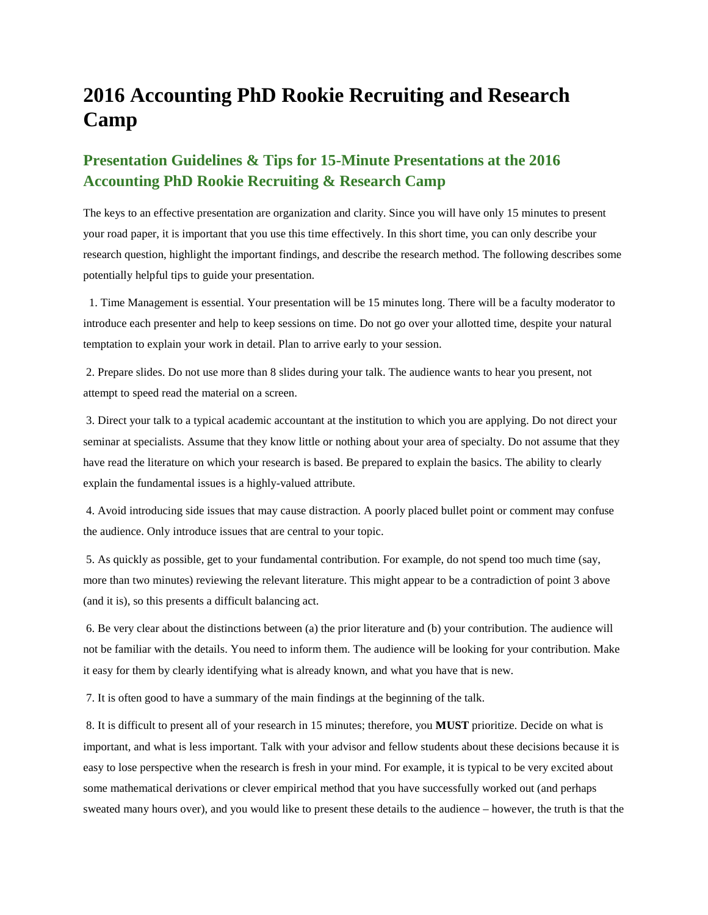# 2016 Accounting PhD Rookie Recruiting and Research Camp

## Presentation Guidelines & Tips for 15-Minute Presentations at the 2016 Accounting PhD Rookie Recruiting & Research Camp

The keys to an effective presentation are organization and clarity. Since you will have only 15 minutes to present your road paper, it is important that you use this time effectively. In this short time, you can only describe your research question, highlight the important findings, and describe the research method. The following describes some potentially helpful tips to guide your presentation.

1. Time Management is essential. Your presentation will be 15 minutes long. There will be a faculty moderator to introduce each presenter and help to keep sessions on time. Do not go over your allotted time, despite your natural temptation to explain your work in detail. Plan to arrive early to your session.

2. Prepare slides. Do not use more than 8 slides during your talk. The audience wants to hear you present, not attempt to speed read the material on a screen.

3. Direct your talk to a typical academic accountant at the institution to which you are applying. Do not direct your seminar at specialists. Assume that they know little or nothing about your area of specialty. Do not assume that they have read the literature on which your research is based. Be prepared to explain the basics. The ability to clearly explain the fundamental issues is a highly-valued attribute.

4. Avoid introducing side issues that may cause distraction. A poorly placed bullet point or comment may confuse the audience. Only introduce issues that are central to your topic.

5. As quickly as possible, get to your fundamental contribution. For example, do not spend too much time (say, more than two minutes) reviewing the relevant literature. This might appear to be a contradiction of point 3 above (and it is), so this presents a difficult balancing act.

6. Be very clear about the distinctions between (a) the prior literature and (b) your contribution. The audience will not be familiar with the details. You need to inform them. The audience will be looking for your contribution. Make it easy for them by clearly identifying what is already known, and what you have that is new.

7. It is often good to have a summary of the main findings at the beginning of the talk.

8. It is difficult to present all of your research in 15 minutes; therefore, you **MUST** prioritize. Decide on what is important, and what is less important. Talk with your advisor and fellow students about these decisions because it is easy to lose perspective when the research is fresh in your mind. For example, it is typical to be very excited about some mathematical derivations or clever empirical method that you have successfully worked out (and perhaps sweated many hours over), and you would like to present these details to the audience – however, the truth is that the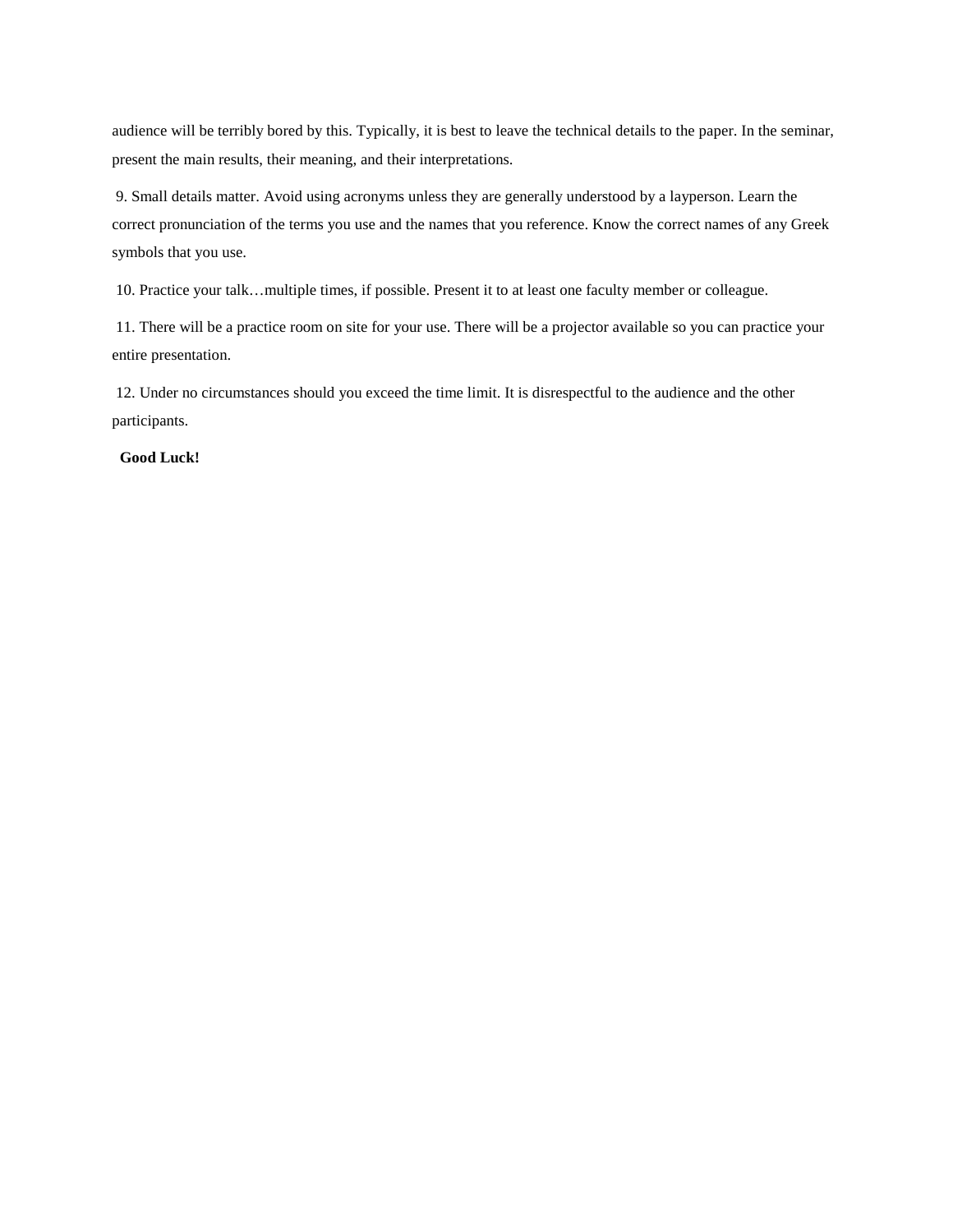audience will be terribly bored by this. Typically, it is best to leave the technical details to the paper. In the seminar, present the main results, their meaning, and their interpretations.

9. Small details matter. Avoid using acronyms unless they are generally understood by a layperson. Learn the correct pronunciation of the terms you use and the names that you reference. Know the correct names of any Greek symbols that you use.

10. Practice your talk…multiple times, if possible. Present it to at least one faculty member or colleague.

11. There will be a practice room on site for your use. There will be a projector available so you can practice your entire presentation.

12. Under no circumstances should you exceed the time limit. It is disrespectful to the audience and the other participants.

**Good Luck!**